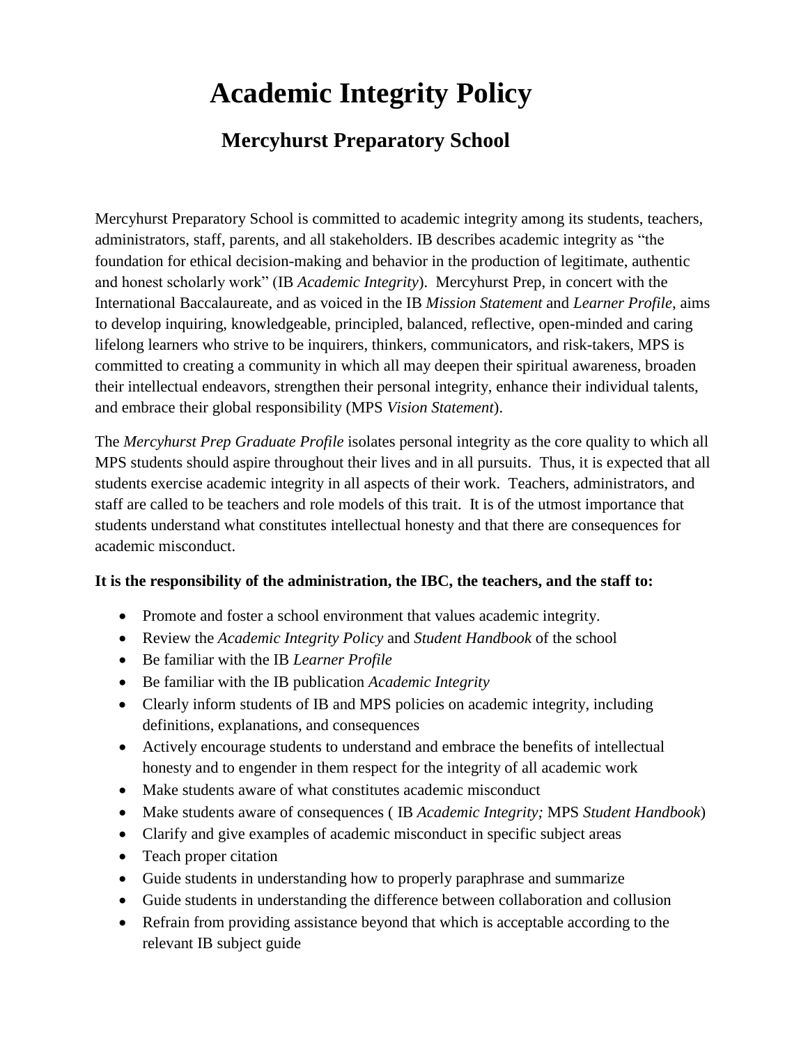# Academic Integrity Policy

## Mercyhurst Preparatory School

Mercyhurst Preparatory School is committed to academic integrity among its students, teachers, administrators, staff, parents, and all stakeholders. IB describes academic integrity as "the foundation for ethical decision-making and behavior in the production of legitimate, authentic and honest scholarly work" (IB *Academic Integrity*). Mercyhurst Prep, in concert with the International Baccalaureate, and as voiced in the IB *Mission Statement* and *Learner Profile*, aims to develop inquiring, knowledgeable, principled, balanced, reflective, open-minded and caring lifelong learners who strive to be inquirers, thinkers, communicators, and risk-takers, MPS is committed to creating a community in which all may deepen their spiritual awareness, broaden their intellectual endeavors, strengthen their personal integrity, enhance their individual talents, and embrace their global responsibility (MPS *Vision Statement*).

The *Mercyhurst Prep Graduate Profile* isolates personal integrity as the core quality to which all MPS students should aspire throughout their lives and in all pursuits. Thus, it is expected that all students exercise academic integrity in all aspects of their work. Teachers, administrators, and staff are called to be teachers and role models of this trait. It is of the utmost importance that students understand what constitutes intellectual honesty and that there are consequences for academic misconduct.

**It is the responsibility of the administration, the IBC, the teachers, and the staff to:**

- Promote and foster a school environment that values academic integrity.
- Review the *Academic Integrity Policy* and *Student Handbook* of the school
- Be familiar with the IB *Learner Profile*
- Be familiar with the IB publication *Academic Integrity*
- Clearly inform students of IB and MPS policies on academic integrity, including definitions, explanations, and consequences
- Actively encourage students to understand and embrace the benefits of intellectual honesty and to engender in them respect for the integrity of all academic work
- Make students aware of what constitutes academic misconduct
- Make students aware of consequences ( IB *Academic Integrity;* MPS *Student Handbook*)
- Clarify and give examples of academic misconduct in specific subject areas
- Teach proper citation
- Guide students in understanding how to properly paraphrase and summarize
- Guide students in understanding the difference between collaboration and collusion
- Refrain from providing assistance beyond that which is acceptable according to the relevant IB subject guide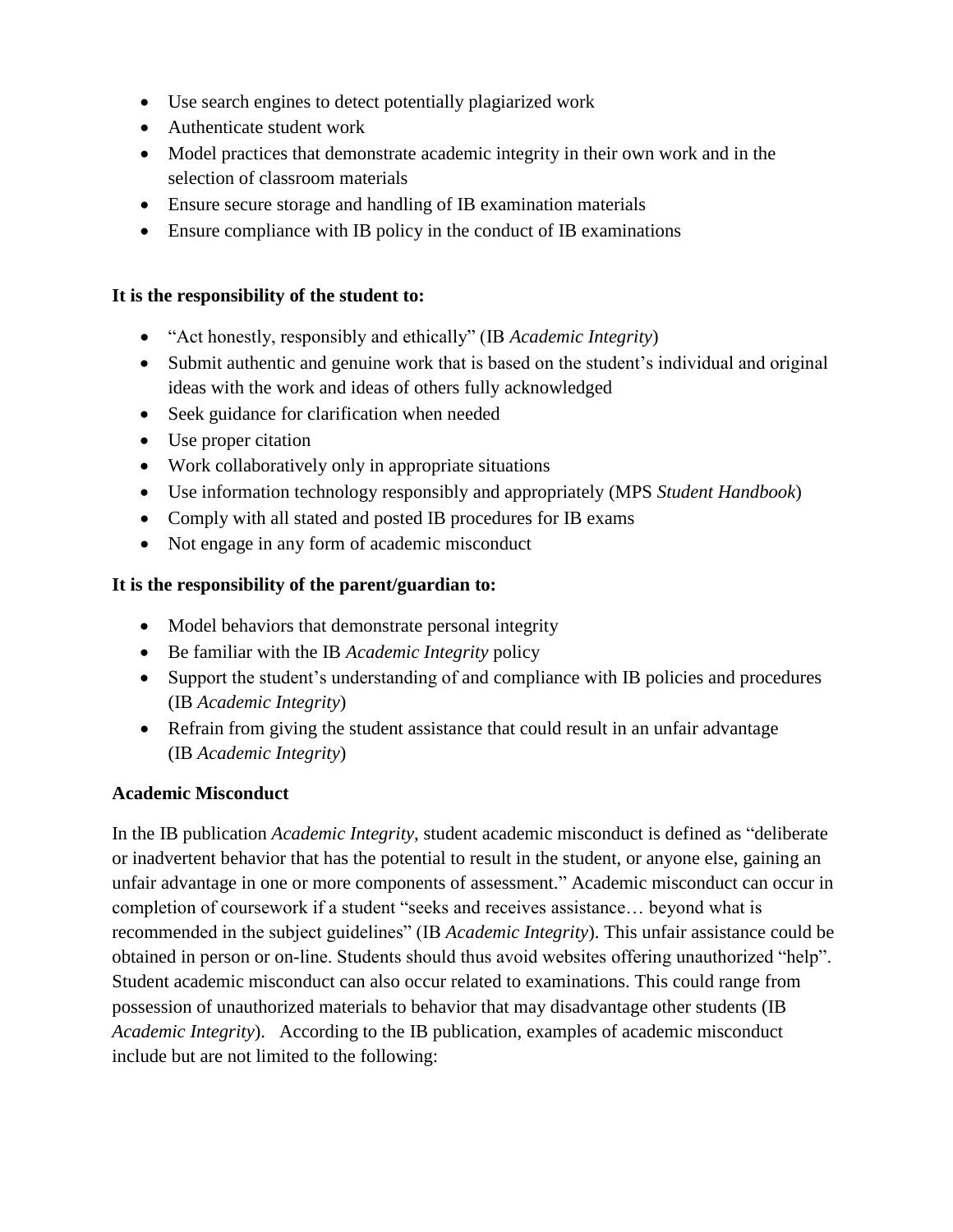- Use search engines to detect potentially plagiarized work
- Authenticate student work
- Model practices that demonstrate academic integrity in their own work and in the selection of classroom materials
- Ensure secure storage and handling of IB examination materials
- Ensure compliance with IB policy in the conduct of IB examinations

**It is the responsibility of the student to:**

- "Act honestly, responsibly and ethically" (IB *Academic Integrity*)
- Submit authentic and genuine work that is based on the student's individual and original ideas with the work and ideas of others fully acknowledged
- Seek guidance for clarification when needed
- Use proper citation
- Work collaboratively only in appropriate situations
- Use information technology responsibly and appropriately (MPS *Student Handbook*)
- Comply with all stated and posted IB procedures for IB exams
- Not engage in any form of academic misconduct

**It is the responsibility of the parent/guardian to:**

- Model behaviors that demonstrate personal integrity
- Be familiar with the IB *Academic Integrity* policy
- Support the student's understanding of and compliance with IB policies and procedures (IB *Academic Integrity*)
- Refrain from giving the student assistance that could result in an unfair advantage (IB *Academic Integrity*)

**Academic Misconduct**

In the IB publication *Academic Integrity*, student academic misconduct is defined as "deliberate or inadvertent behavior that has the potential to result in the student, or anyone else, gaining an unfair advantage in one or more components of assessment." Academic misconduct can occur in completion of coursework if a student "seeks and receives assistance… beyond what is recommended in the subject guidelines" (IB *Academic Integrity*). This unfair assistance could be obtained in person or on-line. Students should thus avoid websites offering unauthorized "help". Student academic misconduct can also occur related to examinations. This could range from possession of unauthorized materials to behavior that may disadvantage other students (IB *Academic Integrity*). According to the IB publication, examples of academic misconduct include but are not limited to the following: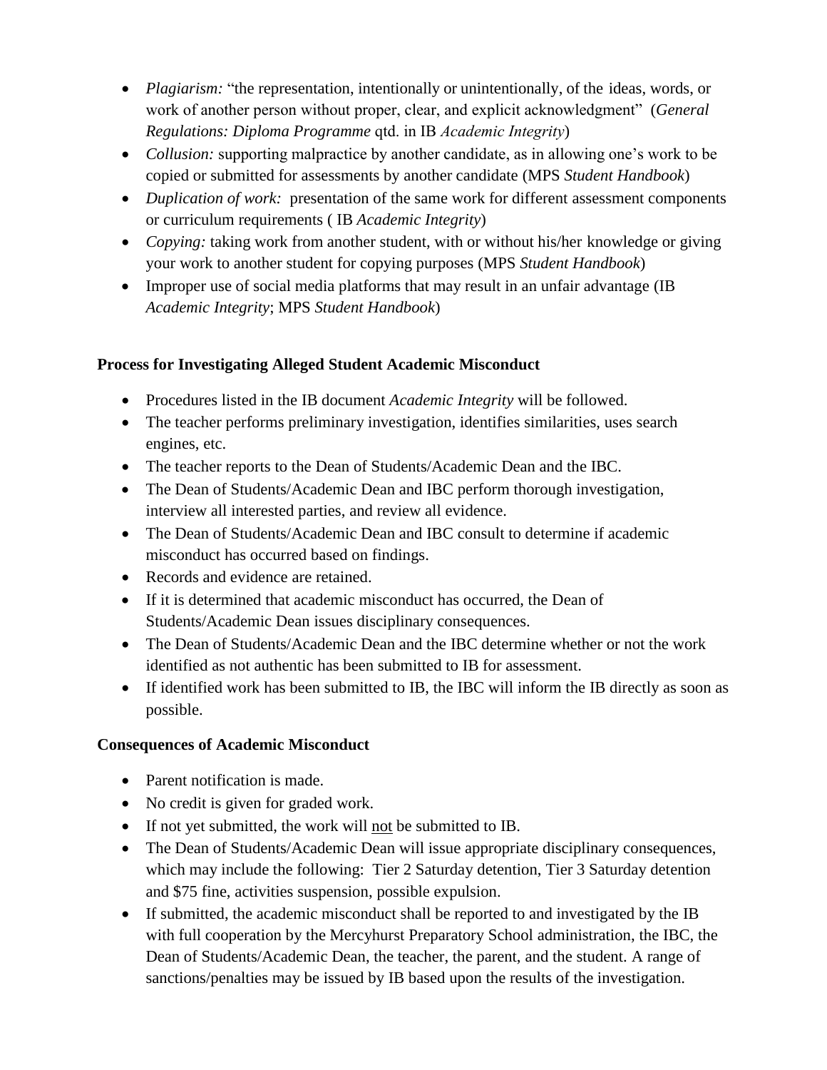- *Plagiarism:* "the representation, intentionally or unintentionally, of the ideas, words, or work of another person without proper, clear, and explicit acknowledgment" (*General Regulations: Diploma Programme* qtd. in IB *Academic Integrity*)
- *Collusion:* supporting malpractice by another candidate, as in allowing one's work to be copied or submitted for assessments by another candidate (MPS *Student Handbook*)
- *Duplication of work:* presentation of the same work for different assessment components or curriculum requirements ( IB *Academic Integrity*)
- *Copying:* taking work from another student, with or without his/her knowledge or giving your work to another student for copying purposes (MPS *Student Handbook*)
- Improper use of social media platforms that may result in an unfair advantage (IB *Academic Integrity*; MPS *Student Handbook*)

**Process for Investigating Alleged Student Academic Misconduct**

- Procedures listed in the IB document *Academic Integrity* will be followed.
- The teacher performs preliminary investigation, identifies similarities, uses search engines, etc.
- The teacher reports to the Dean of Students/Academic Dean and the IBC.
- The Dean of Students/Academic Dean and IBC perform thorough investigation, interview all interested parties, and review all evidence.
- The Dean of Students/Academic Dean and IBC consult to determine if academic misconduct has occurred based on findings.
- Records and evidence are retained.
- If it is determined that academic misconduct has occurred, the Dean of Students/Academic Dean issues disciplinary consequences.
- The Dean of Students/Academic Dean and the IBC determine whether or not the work identified as not authentic has been submitted to IB for assessment.
- If identified work has been submitted to IB, the IBC will inform the IB directly as soon as possible.

**Consequences of Academic Misconduct**

- Parent notification is made.
- No credit is given for graded work.
- If not yet submitted, the work will not be submitted to IB.
- The Dean of Students/Academic Dean will issue appropriate disciplinary consequences, which may include the following: Tier 2 Saturday detention, Tier 3 Saturday detention and $75 fine, activities suspension, possible expulsion.
- If submitted, the academic misconduct shall be reported to and investigated by the IB with full cooperation by the Mercyhurst Preparatory School administration, the IBC, the Dean of Students/Academic Dean, the teacher, the parent, and the student. A range of sanctions/penalties may be issued by IB based upon the results of the investigation.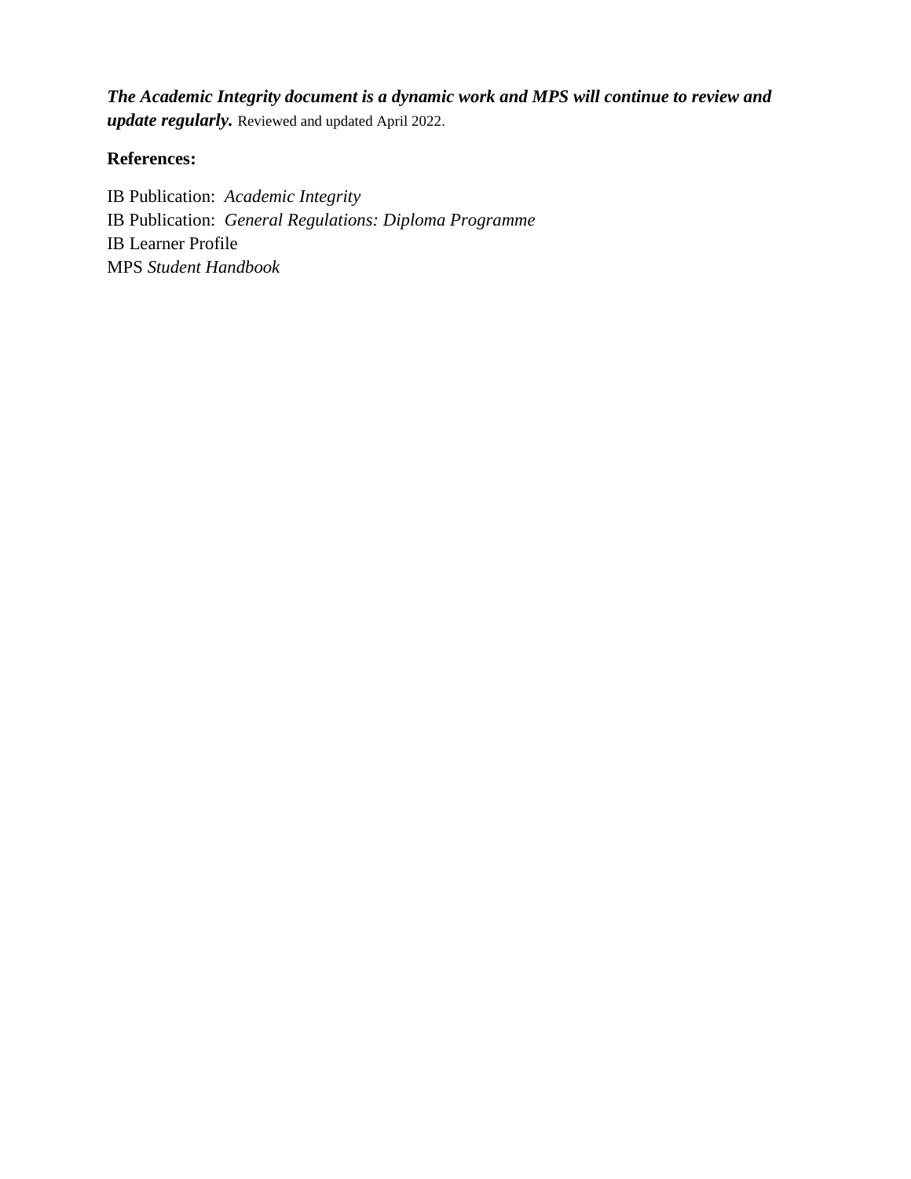***The Academic Integrity document is a dynamic work and MPS will continue to review and update regularly.*** Reviewed and updated April 2022.

**References:**

IB Publication: *Academic Integrity*
IB Publication: *General Regulations: Diploma Programme*
IB Learner Profile
MPS *Student Handbook*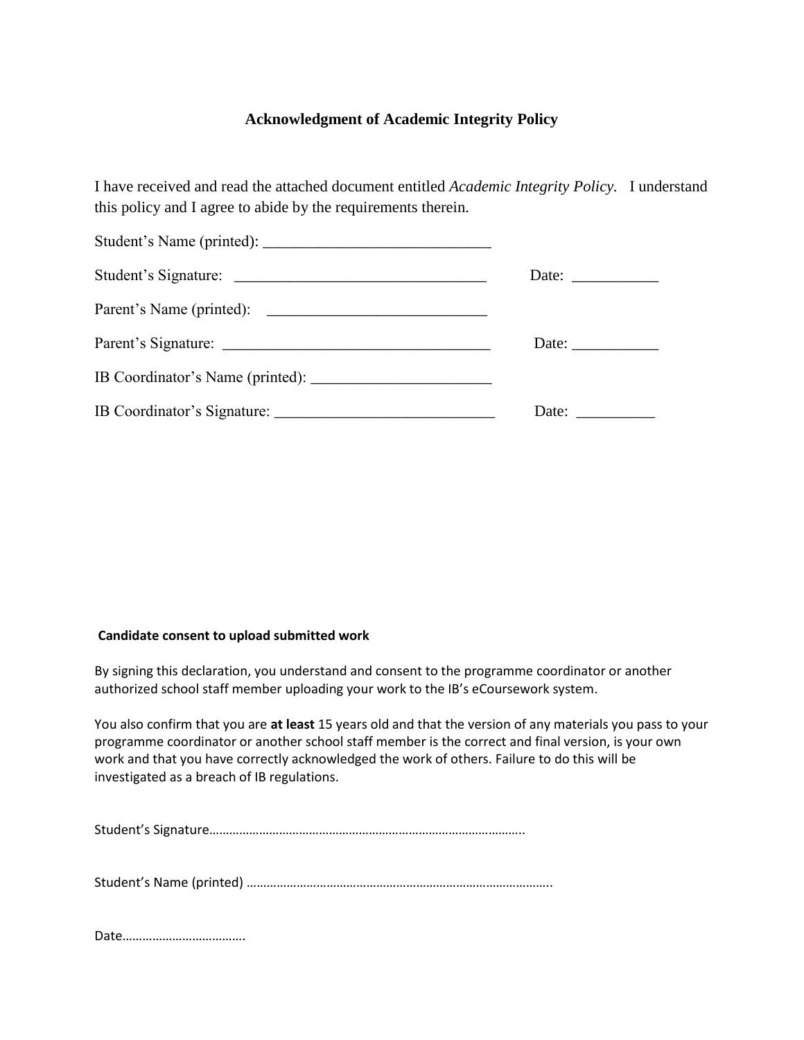## Acknowledgment of Academic Integrity Policy

I have received and read the attached document entitled *Academic Integrity Policy.* I understand this policy and I agree to abide by the requirements therein.

Student's Name (printed): _____________________________

Student's Signature: ________________________________ Date: ___________

Parent's Name (printed): ____________________________

Parent's Signature: __________________________________ Date: ___________

IB Coordinator's Name (printed): _______________________

IB Coordinator's Signature: ____________________________ Date: __________

**Candidate consent to upload submitted work**

By signing this declaration, you understand and consent to the programme coordinator or another authorized school staff member uploading your work to the IB's eCoursework system.

You also confirm that you are **at least** 15 years old and that the version of any materials you pass to your programme coordinator or another school staff member is the correct and final version, is your own work and that you have correctly acknowledged the work of others. Failure to do this will be investigated as a breach of IB regulations.

Student's Signature…………………………………………………………………………………..

Student's Name (printed) ……………………………………………………………………………….

Date……………………………….